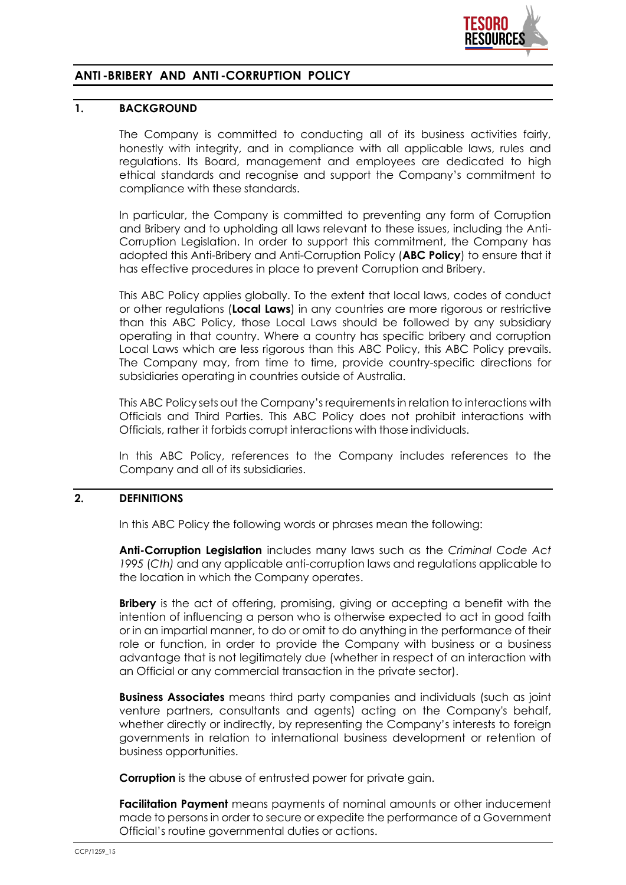# ANTI-BRIBERY AND ANTI-CORRUPTION POLICY

## 1. BACKGROUND

The Company is committed to conducting all of its business activities fairly, honestly with integrity, and in compliance with all applicable laws, rules and regulations. Its Board, management and employees are dedicated to high ethical standards and recognise and support the Company's commitment to compliance with these standards.

In particular, the Company is committed to preventing any form of Corruption and Bribery and to upholding all laws relevant to these issues, including the Anti-Corruption Legislation. In order to support this commitment, the Company has adopted this Anti-Bribery and Anti-Corruption Policy (**ABC Policy**) to ensure that it has effective procedures in place to prevent Corruption and Bribery.

This ABC Policy applies globally. To the extent that local laws, codes of conduct or other regulations (**Local Laws**) in any countries are more rigorous or restrictive than this ABC Policy, those Local Laws should be followed by any subsidiary operating in that country. Where a country has specific bribery and corruption Local Laws which are less rigorous than this ABC Policy, this ABC Policy prevails. The Company may, from time to time, provide country-specific directions for subsidiaries operating in countries outside of Australia.

This ABC Policy sets out the Company's requirements in relation to interactions with Officials and Third Parties. This ABC Policy does not prohibit interactions with Officials, rather it forbids corrupt interactions with those individuals.

In this ABC Policy, references to the Company includes references to the Company and all of its subsidiaries.

## 2. DEFINITIONS

In this ABC Policy the following words or phrases mean the following:

**Anti-Corruption Legislation** includes many laws such as the *Criminal Code Act 1995* (*Cth)* and any applicable anti-corruption laws and regulations applicable to the location in which the Company operates.

**Bribery** is the act of offering, promising, giving or accepting a benefit with the intention of influencing a person who is otherwise expected to act in good faith or in an impartial manner, to do or omit to do anything in the performance of their role or function, in order to provide the Company with business or a business advantage that is not legitimately due (whether in respect of an interaction with an Official or any commercial transaction in the private sector).

**Business Associates** means third party companies and individuals (such as joint venture partners, consultants and agents) acting on the Company's behalf, whether directly or indirectly, by representing the Company's interests to foreign governments in relation to international business development or retention of business opportunities.

**Corruption** is the abuse of entrusted power for private gain.

**Facilitation Payment** means payments of nominal amounts or other inducement made to persons in order to secure or expedite the performance of a Government Official's routine governmental duties or actions.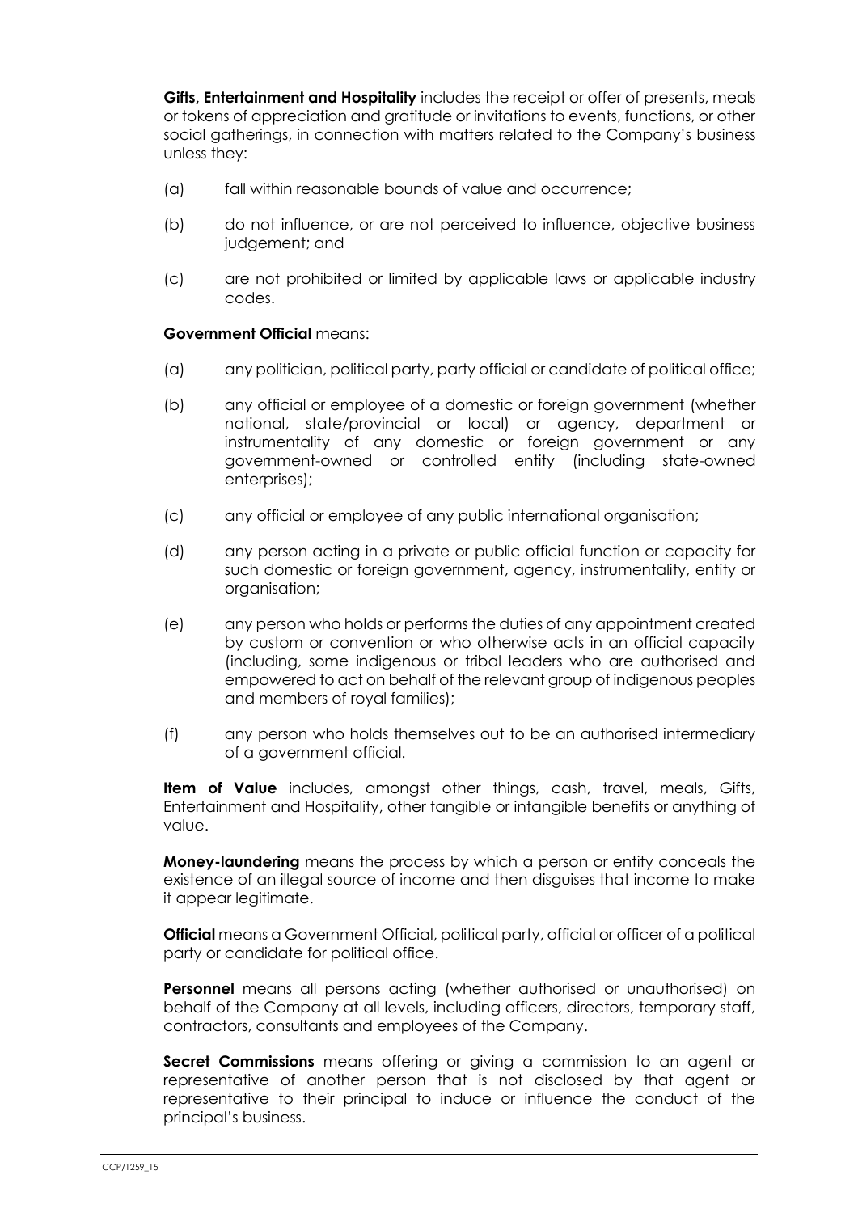**Gifts, Entertainment and Hospitality** includes the receipt or offer of presents, meals or tokens of appreciation and gratitude or invitations to events, functions, or other social gatherings, in connection with matters related to the Company's business unless they:

(a) fall within reasonable bounds of value and occurrence;

(b) do not influence, or are not perceived to influence, objective business judgement; and

(c) are not prohibited or limited by applicable laws or applicable industry codes.

**Government Official** means:

(a) any politician, political party, party official or candidate of political office;

(b) any official or employee of a domestic or foreign government (whether national, state/provincial or local) or agency, department or instrumentality of any domestic or foreign government or any government-owned or controlled entity (including state-owned enterprises);

(c) any official or employee of any public international organisation;

(d) any person acting in a private or public official function or capacity for such domestic or foreign government, agency, instrumentality, entity or organisation;

(e) any person who holds or performs the duties of any appointment created by custom or convention or who otherwise acts in an official capacity (including, some indigenous or tribal leaders who are authorised and empowered to act on behalf of the relevant group of indigenous peoples and members of royal families);

(f) any person who holds themselves out to be an authorised intermediary of a government official.

**Item of Value** includes, amongst other things, cash, travel, meals, Gifts, Entertainment and Hospitality, other tangible or intangible benefits or anything of value.

**Money-laundering** means the process by which a person or entity conceals the existence of an illegal source of income and then disguises that income to make it appear legitimate.

**Official** means a Government Official, political party, official or officer of a political party or candidate for political office.

**Personnel** means all persons acting (whether authorised or unauthorised) on behalf of the Company at all levels, including officers, directors, temporary staff, contractors, consultants and employees of the Company.

**Secret Commissions** means offering or giving a commission to an agent or representative of another person that is not disclosed by that agent or representative to their principal to induce or influence the conduct of the principal's business.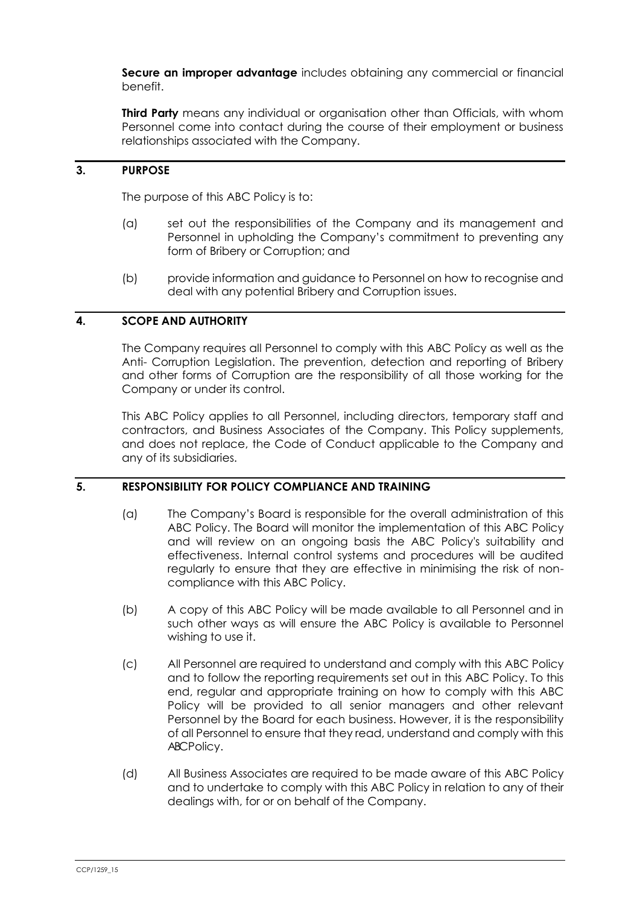**Secure an improper advantage** includes obtaining any commercial or financial benefit.

**Third Party** means any individual or organisation other than Officials, with whom Personnel come into contact during the course of their employment or business relationships associated with the Company.

## 3. PURPOSE

The purpose of this ABC Policy is to:

(a) set out the responsibilities of the Company and its management and Personnel in upholding the Company's commitment to preventing any form of Bribery or Corruption; and

(b) provide information and guidance to Personnel on how to recognise and deal with any potential Bribery and Corruption issues.

## 4. SCOPE AND AUTHORITY

The Company requires all Personnel to comply with this ABC Policy as well as the Anti- Corruption Legislation. The prevention, detection and reporting of Bribery and other forms of Corruption are the responsibility of all those working for the Company or under its control.

This ABC Policy applies to all Personnel, including directors, temporary staff and contractors, and Business Associates of the Company. This Policy supplements, and does not replace, the Code of Conduct applicable to the Company and any of its subsidiaries.

## 5. RESPONSIBILITY FOR POLICY COMPLIANCE AND TRAINING

(a) The Company's Board is responsible for the overall administration of this ABC Policy. The Board will monitor the implementation of this ABC Policy and will review on an ongoing basis the ABC Policy's suitability and effectiveness. Internal control systems and procedures will be audited regularly to ensure that they are effective in minimising the risk of non-compliance with this ABC Policy.

(b) A copy of this ABC Policy will be made available to all Personnel and in such other ways as will ensure the ABC Policy is available to Personnel wishing to use it.

(c) All Personnel are required to understand and comply with this ABC Policy and to follow the reporting requirements set out in this ABC Policy. To this end, regular and appropriate training on how to comply with this ABC Policy will be provided to all senior managers and other relevant Personnel by the Board for each business. However, it is the responsibility of all Personnel to ensure that they read, understand and comply with this ABCPolicy.

(d) All Business Associates are required to be made aware of this ABC Policy and to undertake to comply with this ABC Policy in relation to any of their dealings with, for or on behalf of the Company.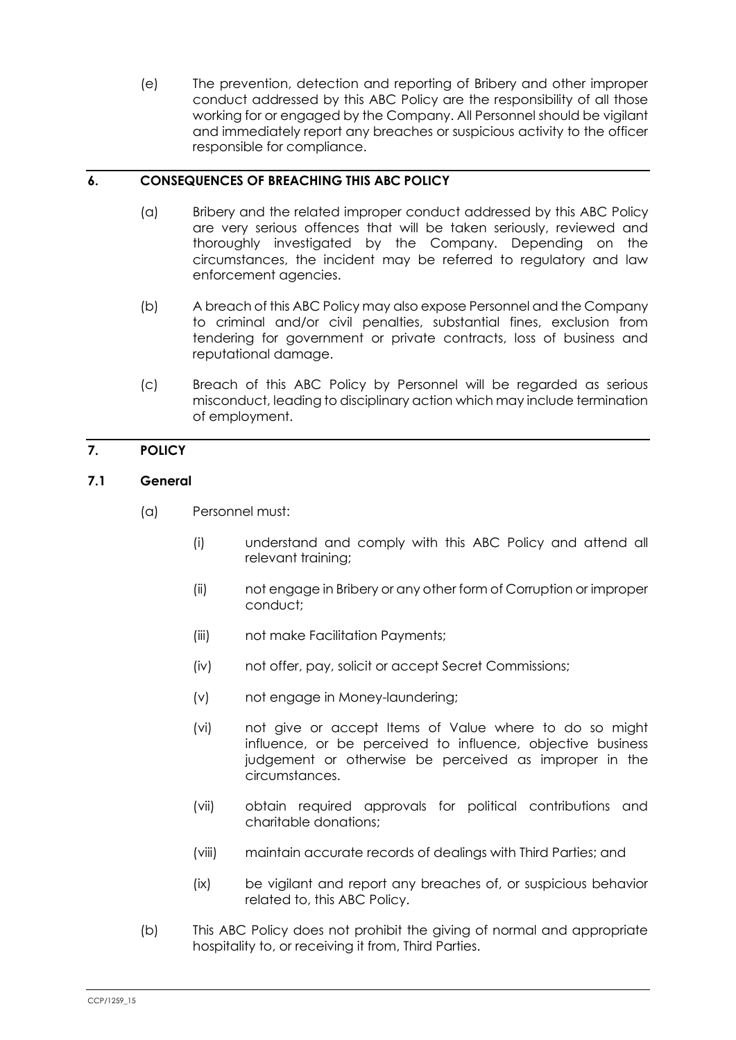(e) The prevention, detection and reporting of Bribery and other improper conduct addressed by this ABC Policy are the responsibility of all those working for or engaged by the Company. All Personnel should be vigilant and immediately report any breaches or suspicious activity to the officer responsible for compliance.

## 6. CONSEQUENCES OF BREACHING THIS ABC POLICY

(a) Bribery and the related improper conduct addressed by this ABC Policy are very serious offences that will be taken seriously, reviewed and thoroughly investigated by the Company. Depending on the circumstances, the incident may be referred to regulatory and law enforcement agencies.

(b) A breach of this ABC Policy may also expose Personnel and the Company to criminal and/or civil penalties, substantial fines, exclusion from tendering for government or private contracts, loss of business and reputational damage.

(c) Breach of this ABC Policy by Personnel will be regarded as serious misconduct, leading to disciplinary action which may include termination of employment.

## 7. POLICY

### 7.1 General

(a) Personnel must:

(i) understand and comply with this ABC Policy and attend all relevant training;

(ii) not engage in Bribery or any other form of Corruption or improper conduct;

(iii) not make Facilitation Payments;

(iv) not offer, pay, solicit or accept Secret Commissions;

(v) not engage in Money-laundering;

(vi) not give or accept Items of Value where to do so might influence, or be perceived to influence, objective business judgement or otherwise be perceived as improper in the circumstances.

(vii) obtain required approvals for political contributions and charitable donations;

(viii) maintain accurate records of dealings with Third Parties; and

(ix) be vigilant and report any breaches of, or suspicious behavior related to, this ABC Policy.

(b) This ABC Policy does not prohibit the giving of normal and appropriate hospitality to, or receiving it from, Third Parties.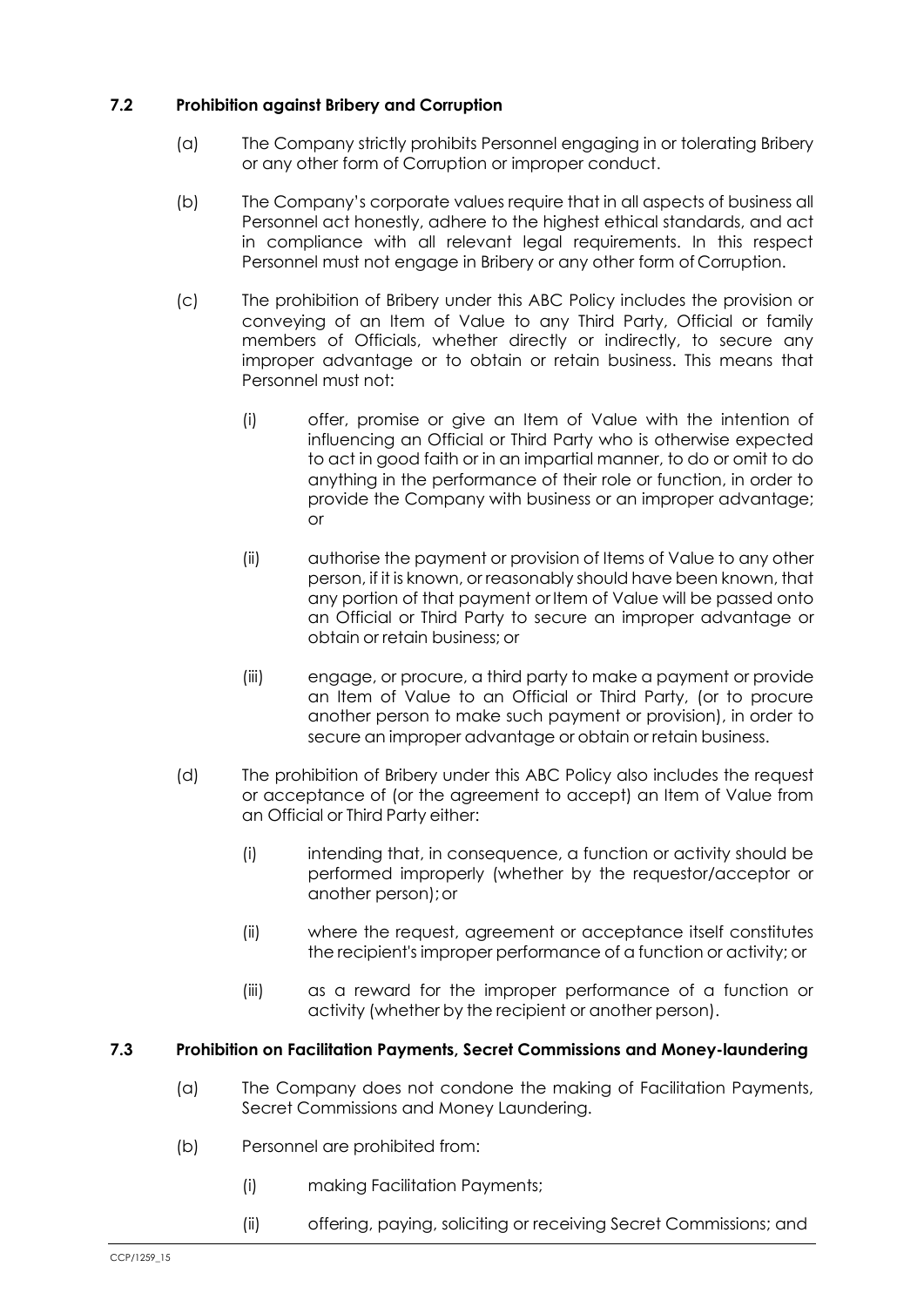### 7.2 Prohibition against Bribery and Corruption

(a) The Company strictly prohibits Personnel engaging in or tolerating Bribery or any other form of Corruption or improper conduct.

(b) The Company's corporate values require that in all aspects of business all Personnel act honestly, adhere to the highest ethical standards, and act in compliance with all relevant legal requirements. In this respect Personnel must not engage in Bribery or any other form of Corruption.

(c) The prohibition of Bribery under this ABC Policy includes the provision or conveying of an Item of Value to any Third Party, Official or family members of Officials, whether directly or indirectly, to secure any improper advantage or to obtain or retain business. This means that Personnel must not:

(i) offer, promise or give an Item of Value with the intention of influencing an Official or Third Party who is otherwise expected to act in good faith or in an impartial manner, to do or omit to do anything in the performance of their role or function, in order to provide the Company with business or an improper advantage; or

(ii) authorise the payment or provision of Items of Value to any other person, if it is known, or reasonably should have been known, that any portion of that payment or Item of Value will be passed onto an Official or Third Party to secure an improper advantage or obtain or retain business; or

(iii) engage, or procure, a third party to make a payment or provide an Item of Value to an Official or Third Party, (or to procure another person to make such payment or provision), in order to secure an improper advantage or obtain or retain business.

(d) The prohibition of Bribery under this ABC Policy also includes the request or acceptance of (or the agreement to accept) an Item of Value from an Official or Third Party either:

(i) intending that, in consequence, a function or activity should be performed improperly (whether by the requestor/acceptor or another person); or

(ii) where the request, agreement or acceptance itself constitutes the recipient's improper performance of a function or activity; or

(iii) as a reward for the improper performance of a function or activity (whether by the recipient or another person).

### 7.3 Prohibition on Facilitation Payments, Secret Commissions and Money-laundering

(a) The Company does not condone the making of Facilitation Payments, Secret Commissions and Money Laundering.

(b) Personnel are prohibited from:

(i) making Facilitation Payments;

(ii) offering, paying, soliciting or receiving Secret Commissions; and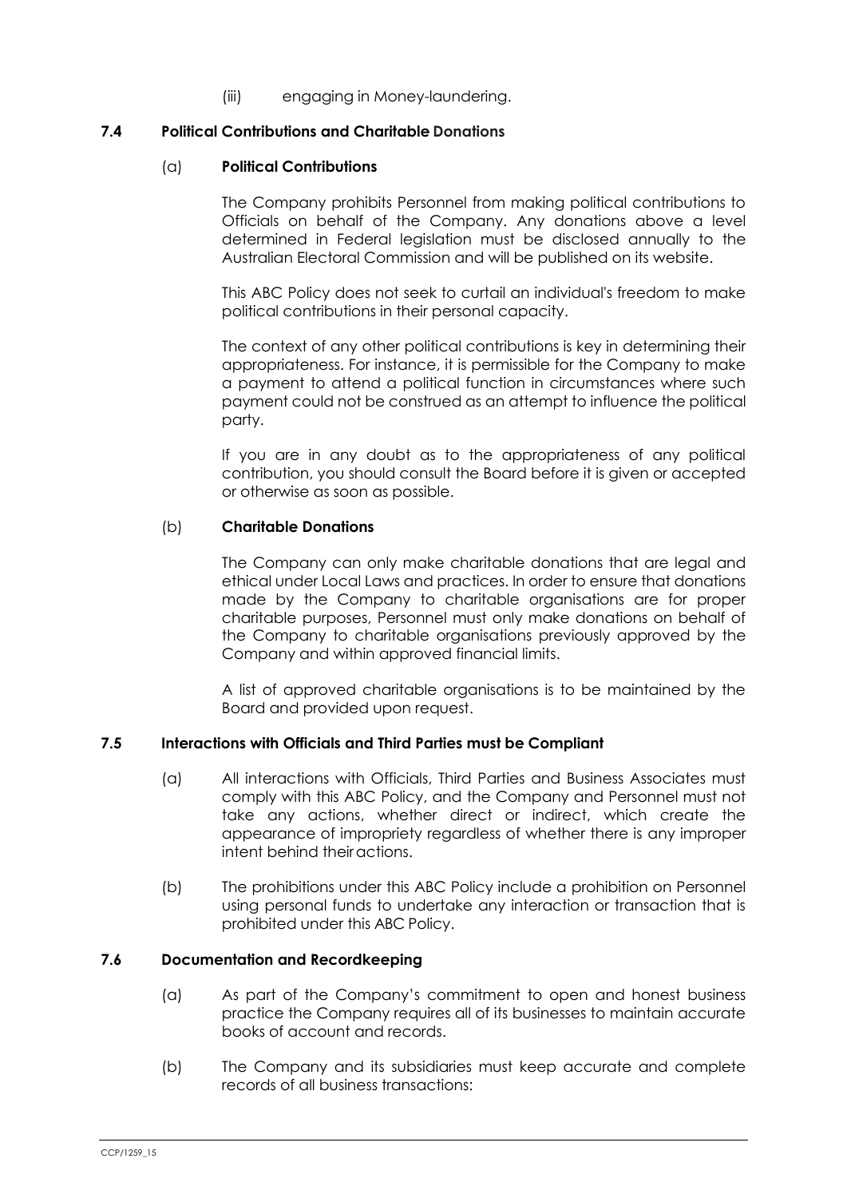(iii) engaging in Money-laundering.

### 7.4 Political Contributions and Charitable Donations

#### (a) Political Contributions

The Company prohibits Personnel from making political contributions to Officials on behalf of the Company. Any donations above a level determined in Federal legislation must be disclosed annually to the Australian Electoral Commission and will be published on its website.

This ABC Policy does not seek to curtail an individual's freedom to make political contributions in their personal capacity.

The context of any other political contributions is key in determining their appropriateness. For instance, it is permissible for the Company to make a payment to attend a political function in circumstances where such payment could not be construed as an attempt to influence the political party.

If you are in any doubt as to the appropriateness of any political contribution, you should consult the Board before it is given or accepted or otherwise as soon as possible.

#### (b) Charitable Donations

The Company can only make charitable donations that are legal and ethical under Local Laws and practices. In order to ensure that donations made by the Company to charitable organisations are for proper charitable purposes, Personnel must only make donations on behalf of the Company to charitable organisations previously approved by the Company and within approved financial limits.

A list of approved charitable organisations is to be maintained by the Board and provided upon request.

### 7.5 Interactions with Officials and Third Parties must be Compliant

(a) All interactions with Officials, Third Parties and Business Associates must comply with this ABC Policy, and the Company and Personnel must not take any actions, whether direct or indirect, which create the appearance of impropriety regardless of whether there is any improper intent behind their actions.

(b) The prohibitions under this ABC Policy include a prohibition on Personnel using personal funds to undertake any interaction or transaction that is prohibited under this ABC Policy.

### 7.6 Documentation and Recordkeeping

(a) As part of the Company's commitment to open and honest business practice the Company requires all of its businesses to maintain accurate books of account and records.

(b) The Company and its subsidiaries must keep accurate and complete records of all business transactions: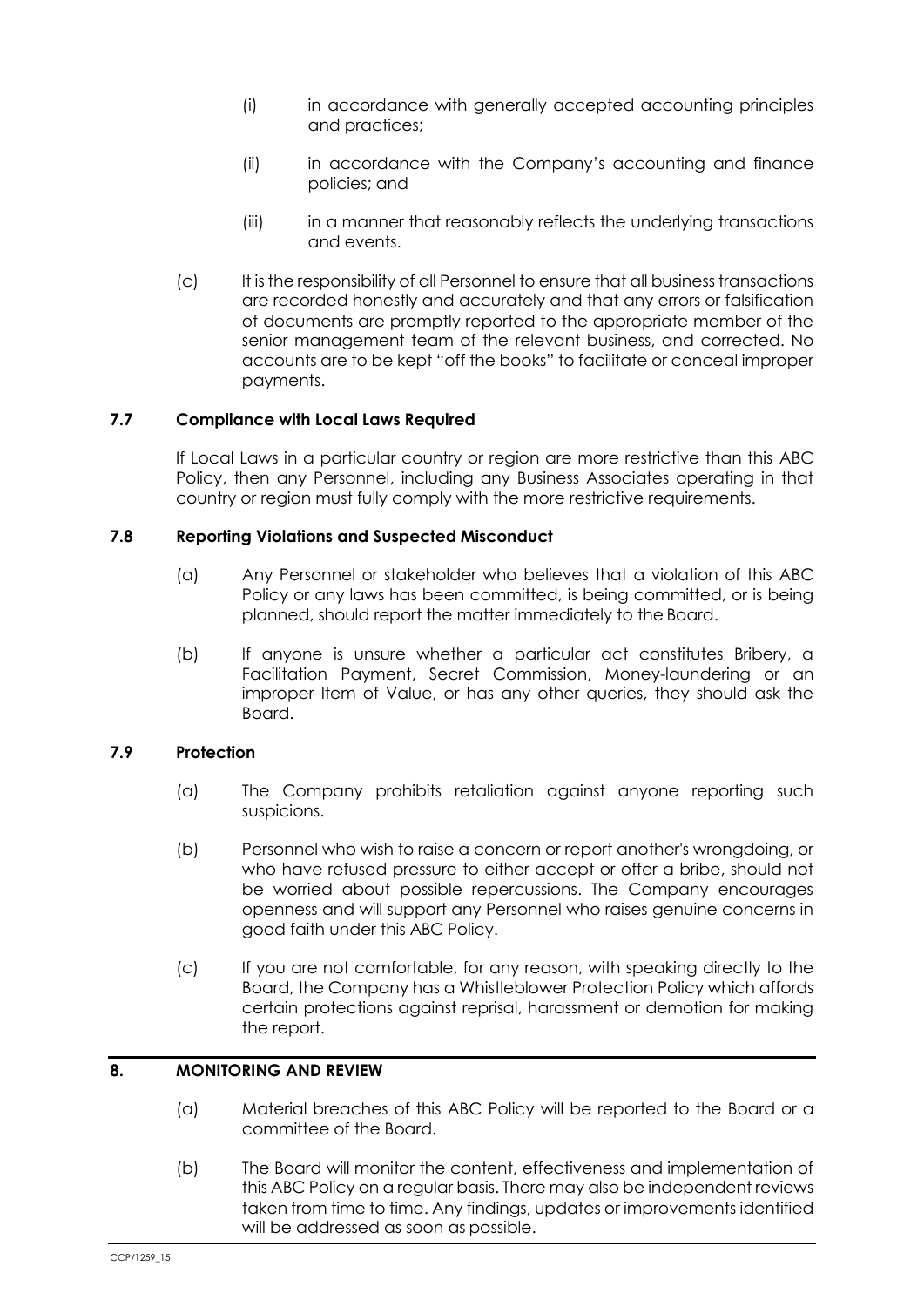(i) in accordance with generally accepted accounting principles and practices;

(ii) in accordance with the Company's accounting and finance policies; and

(iii) in a manner that reasonably reflects the underlying transactions and events.

(c) It is the responsibility of all Personnel to ensure that all business transactions are recorded honestly and accurately and that any errors or falsification of documents are promptly reported to the appropriate member of the senior management team of the relevant business, and corrected. No accounts are to be kept "off the books" to facilitate or conceal improper payments.

### 7.7 Compliance with Local Laws Required

If Local Laws in a particular country or region are more restrictive than this ABC Policy, then any Personnel, including any Business Associates operating in that country or region must fully comply with the more restrictive requirements.

### 7.8 Reporting Violations and Suspected Misconduct

(a) Any Personnel or stakeholder who believes that a violation of this ABC Policy or any laws has been committed, is being committed, or is being planned, should report the matter immediately to the Board.

(b) If anyone is unsure whether a particular act constitutes Bribery, a Facilitation Payment, Secret Commission, Money-laundering or an improper Item of Value, or has any other queries, they should ask the Board.

### 7.9 Protection

(a) The Company prohibits retaliation against anyone reporting such suspicions.

(b) Personnel who wish to raise a concern or report another's wrongdoing, or who have refused pressure to either accept or offer a bribe, should not be worried about possible repercussions. The Company encourages openness and will support any Personnel who raises genuine concerns in good faith under this ABC Policy.

(c) If you are not comfortable, for any reason, with speaking directly to the Board, the Company has a Whistleblower Protection Policy which affords certain protections against reprisal, harassment or demotion for making the report.

## 8. MONITORING AND REVIEW

(a) Material breaches of this ABC Policy will be reported to the Board or a committee of the Board.

(b) The Board will monitor the content, effectiveness and implementation of this ABC Policy on a regular basis. There may also be independent reviews taken from time to time. Any findings, updates or improvements identified will be addressed as soon as possible.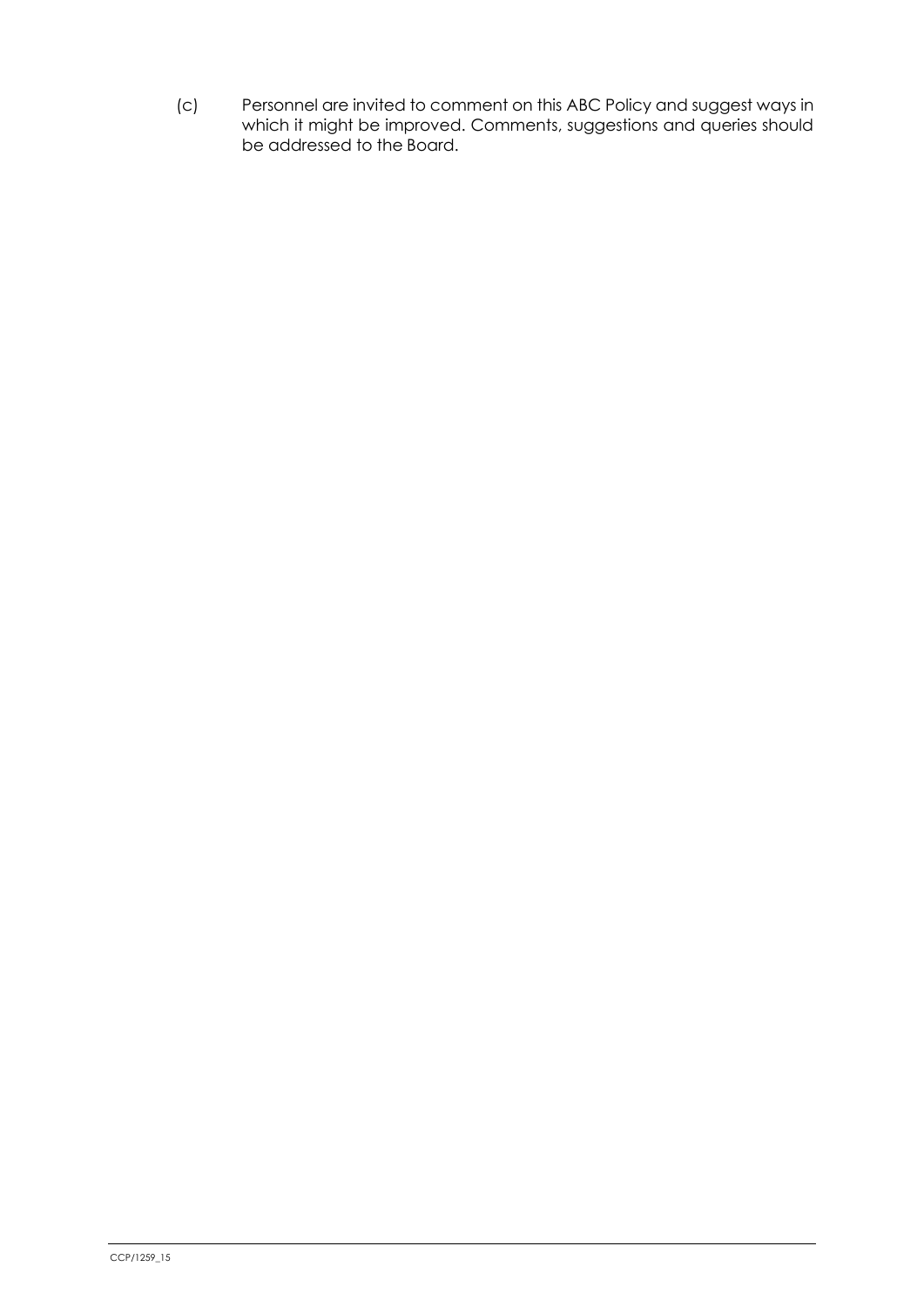(c) Personnel are invited to comment on this ABC Policy and suggest ways in which it might be improved. Comments, suggestions and queries should be addressed to the Board.